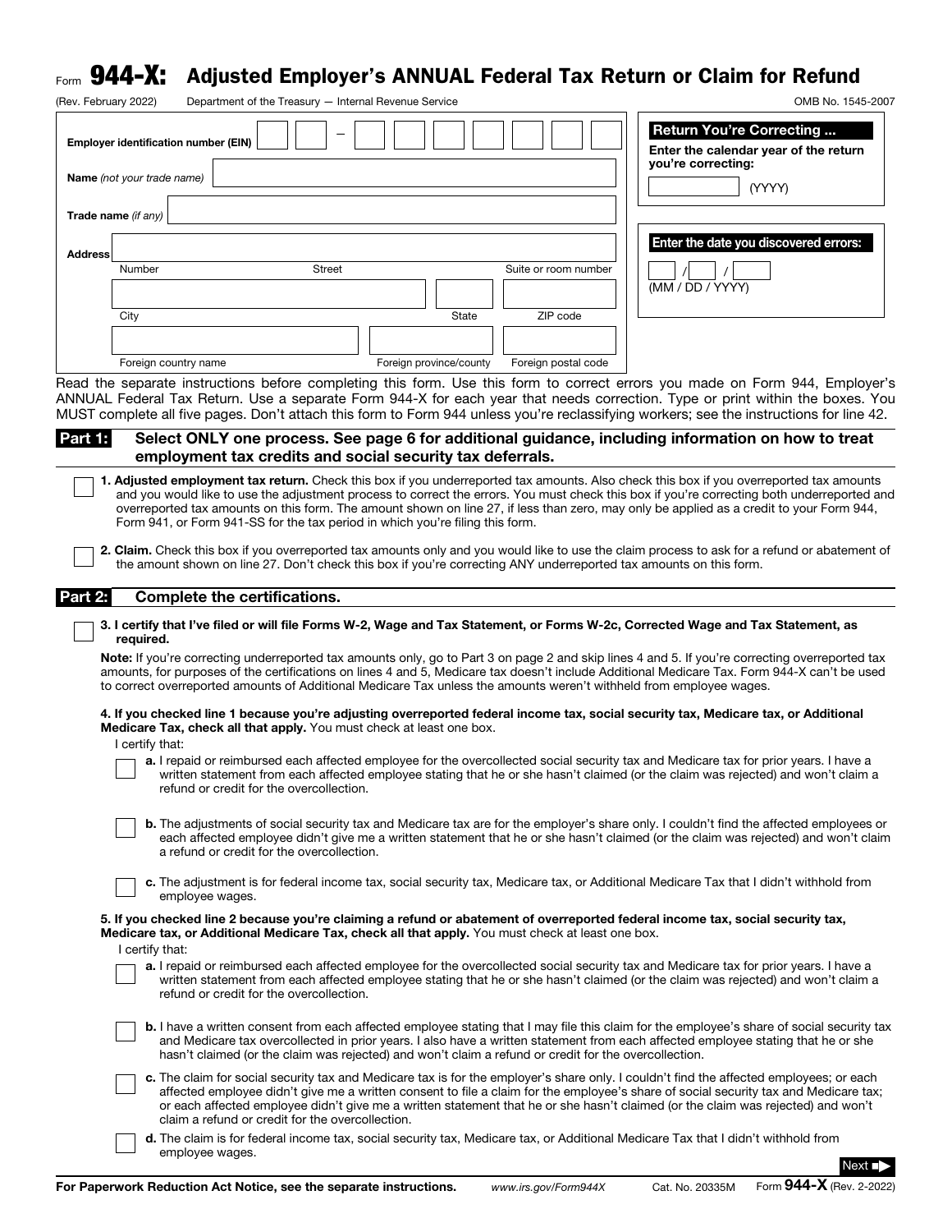# Form 944-X: Adjusted Employer's ANNUAL Federal Tax Return or Claim for Refund

(Rev. February 2022) Department of the Treasury — Internal Revenue Service OMB No. 1545-2007

**Employer identification number (EIN)** ☐☐ – ☐☐☐☐☐☐☐

**Name** *(not your trade name)* ____________________

**Trade name** *(if any)* ____________________

**Address** ____________________
Number Street Suite or room number

____________________
City State ZIP code

____________________
Foreign country name Foreign province/county Foreign postal code

**Return You're Correcting ...**
Enter the calendar year of the return you're correcting:
________ (YYYY)

**Enter the date you discovered errors:**
___ / ___ / ______
(MM / DD / YYYY)

Read the separate instructions before completing this form. Use this form to correct errors you made on Form 944, Employer's ANNUAL Federal Tax Return. Use a separate Form 944-X for each year that needs correction. Type or print within the boxes. You MUST complete all five pages. Don't attach this form to Form 944 unless you're reclassifying workers; see the instructions for line 42.

## Part 1: Select ONLY one process. See page 6 for additional guidance, including information on how to treat employment tax credits and social security tax deferrals.

☐ **1. Adjusted employment tax return.** Check this box if you underreported tax amounts. Also check this box if you overreported tax amounts and you would like to use the adjustment process to correct the errors. You must check this box if you're correcting both underreported and overreported tax amounts on this form. The amount shown on line 27, if less than zero, may only be applied as a credit to your Form 944, Form 941, or Form 941-SS for the tax period in which you're filing this form.

☐ **2. Claim.** Check this box if you overreported tax amounts only and you would like to use the claim process to ask for a refund or abatement of the amount shown on line 27. Don't check this box if you're correcting ANY underreported tax amounts on this form.

## Part 2: Complete the certifications.

☐ **3. I certify that I've filed or will file Forms W-2, Wage and Tax Statement, or Forms W-2c, Corrected Wage and Tax Statement, as required.**

**Note:** If you're correcting underreported tax amounts only, go to Part 3 on page 2 and skip lines 4 and 5. If you're correcting overreported tax amounts, for purposes of the certifications on lines 4 and 5, Medicare tax doesn't include Additional Medicare Tax. Form 944-X can't be used to correct overreported amounts of Additional Medicare Tax unless the amounts weren't withheld from employee wages.

**4. If you checked line 1 because you're adjusting overreported federal income tax, social security tax, Medicare tax, or Additional Medicare Tax, check all that apply.** You must check at least one box.

I certify that:

☐ **a.** I repaid or reimbursed each affected employee for the overcollected social security tax and Medicare tax for prior years. I have a written statement from each affected employee stating that he or she hasn't claimed (or the claim was rejected) and won't claim a refund or credit for the overcollection.

☐ **b.** The adjustments of social security tax and Medicare tax are for the employer's share only. I couldn't find the affected employees or each affected employee didn't give me a written statement that he or she hasn't claimed (or the claim was rejected) and won't claim a refund or credit for the overcollection.

☐ **c.** The adjustment is for federal income tax, social security tax, Medicare tax, or Additional Medicare Tax that I didn't withhold from employee wages.

**5. If you checked line 2 because you're claiming a refund or abatement of overreported federal income tax, social security tax, Medicare tax, or Additional Medicare Tax, check all that apply.** You must check at least one box.

I certify that:

☐ **a.** I repaid or reimbursed each affected employee for the overcollected social security tax and Medicare tax for prior years. I have a written statement from each affected employee stating that he or she hasn't claimed (or the claim was rejected) and won't claim a refund or credit for the overcollection.

☐ **b.** I have a written consent from each affected employee stating that I may file this claim for the employee's share of social security tax and Medicare tax overcollected in prior years. I also have a written statement from each affected employee stating that he or she hasn't claimed (or the claim was rejected) and won't claim a refund or credit for the overcollection.

☐ **c.** The claim for social security tax and Medicare tax is for the employer's share only. I couldn't find the affected employees; or each affected employee didn't give me a written consent to file a claim for the employee's share of social security tax and Medicare tax; or each affected employee didn't give me a written statement that he or she hasn't claimed (or the claim was rejected) and won't claim a refund or credit for the overcollection.

☐ **d.** The claim is for federal income tax, social security tax, Medicare tax, or Additional Medicare Tax that I didn't withhold from employee wages.

Next ➡

**For Paperwork Reduction Act Notice, see the separate instructions.** www.irs.gov/Form944X Cat. No. 20335M Form **944-X** (Rev. 2-2022)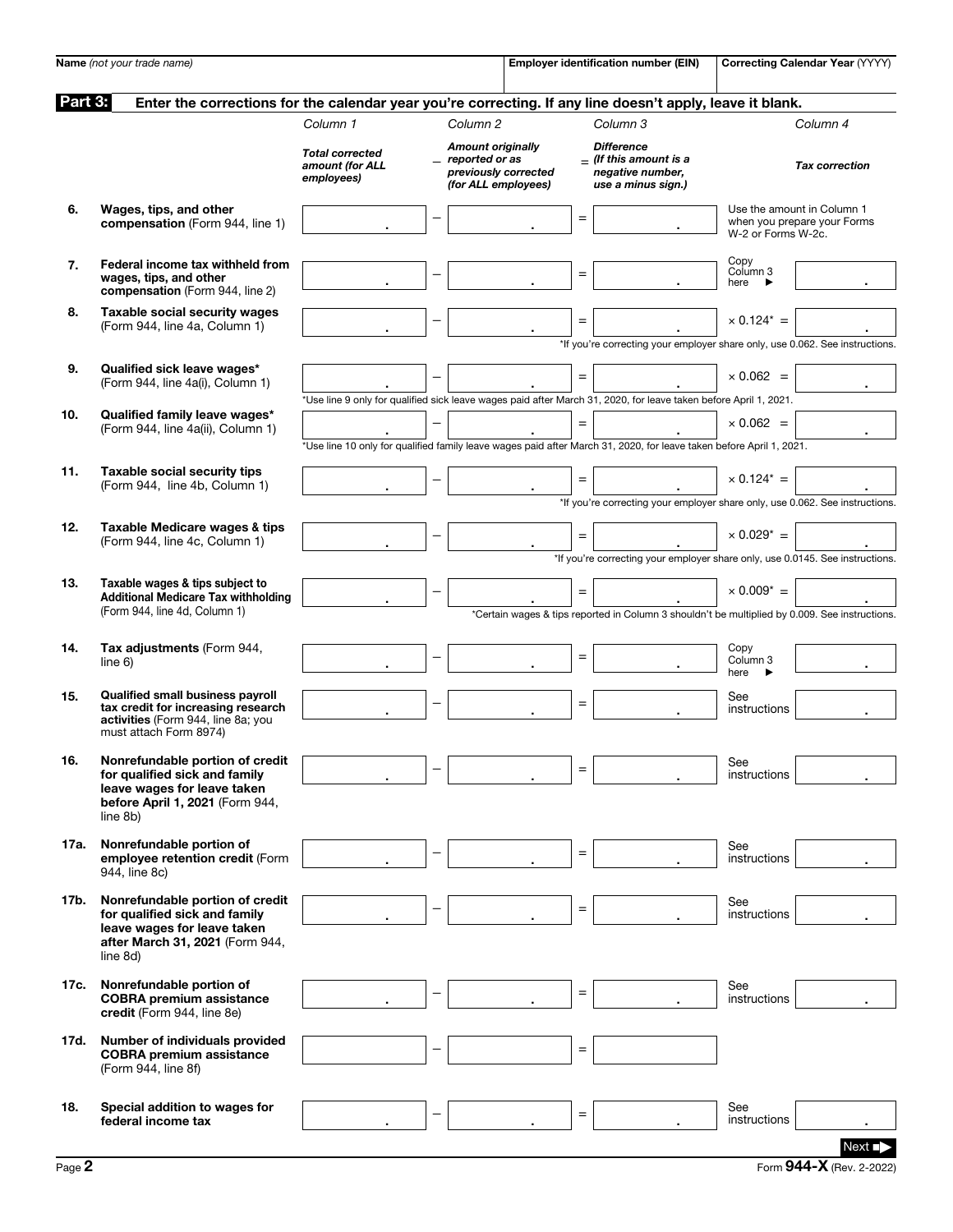| Name *(not your trade name)* | Employer identification number (EIN) | Correcting Calendar Year (YYYY) |
|---|---|---|
| | | |

**Part 3:** **Enter the corrections for the calendar year you're correcting. If any line doesn't apply, leave it blank.**

| | | Column 1 | | Column 2 | | Column 3 | | Column 4 |
|---|---|---|---|---|---|---|---|---|
| | | *Total corrected amount (for ALL employees)* | – | *Amount originally reported or as previously corrected (for ALL employees)* | = | *Difference (If this amount is a negative number, use a minus sign.)* | | *Tax correction* |
| **6.** | **Wages, tips, and other compensation** (Form 944, line 1) | . | – | . | = | . | Use the amount in Column 1 when you prepare your Forms W-2 or Forms W-2c. | |
| **7.** | **Federal income tax withheld from wages, tips, and other compensation** (Form 944, line 2) | . | – | . | = | . | Copy Column 3 here ▶ | . |
| **8.** | **Taxable social security wages** (Form 944, line 4a, Column 1) | . | – | . | = | . | × 0.124* = | . |
| | | | | | | *If you're correcting your employer share only, use 0.062. See instructions. | | |
| **9.** | **Qualified sick leave wages*** (Form 944, line 4a(i), Column 1) | . | – | . | = | . | × 0.062 = | . |
| | | *Use line 9 only for qualified sick leave wages paid after March 31, 2020, for leave taken before April 1, 2021. | | | | | | |
| **10.** | **Qualified family leave wages*** (Form 944, line 4a(ii), Column 1) | . | – | . | = | . | × 0.062 = | . |
| | | *Use line 10 only for qualified family leave wages paid after March 31, 2020, for leave taken before April 1, 2021. | | | | | | |
| **11.** | **Taxable social security tips** (Form 944, line 4b, Column 1) | . | – | . | = | . | × 0.124* = | . |
| | | | | | | *If you're correcting your employer share only, use 0.062. See instructions. | | |
| **12.** | **Taxable Medicare wages & tips** (Form 944, line 4c, Column 1) | . | – | . | = | . | × 0.029* = | . |
| | | | | | | *If you're correcting your employer share only, use 0.0145. See instructions. | | |
| **13.** | **Taxable wages & tips subject to Additional Medicare Tax withholding** (Form 944, line 4d, Column 1) | . | – | . | = | . | × 0.009* = | . |
| | | | | | | *Certain wages & tips reported in Column 3 shouldn't be multiplied by 0.009. See instructions. | | |
| **14.** | **Tax adjustments** (Form 944, line 6) | . | – | . | = | . | Copy Column 3 here ▶ | . |
| **15.** | **Qualified small business payroll tax credit for increasing research activities** (Form 944, line 8a; you must attach Form 8974) | . | – | . | = | . | See instructions | . |
| **16.** | **Nonrefundable portion of credit for qualified sick and family leave wages for leave taken before April 1, 2021** (Form 944, line 8b) | . | – | . | = | . | See instructions | . |
| **17a.** | **Nonrefundable portion of employee retention credit** (Form 944, line 8c) | . | – | . | = | . | See instructions | . |
| **17b.** | **Nonrefundable portion of credit for qualified sick and family leave wages for leave taken after March 31, 2021** (Form 944, line 8d) | . | – | . | = | . | See instructions | . |
| **17c.** | **Nonrefundable portion of COBRA premium assistance credit** (Form 944, line 8e) | . | – | . | = | . | See instructions | . |
| **17d.** | **Number of individuals provided COBRA premium assistance** (Form 944, line 8f) | | – | | = | | | |
| **18.** | **Special addition to wages for federal income tax** | . | – | . | = | . | See instructions | . |

Next ➡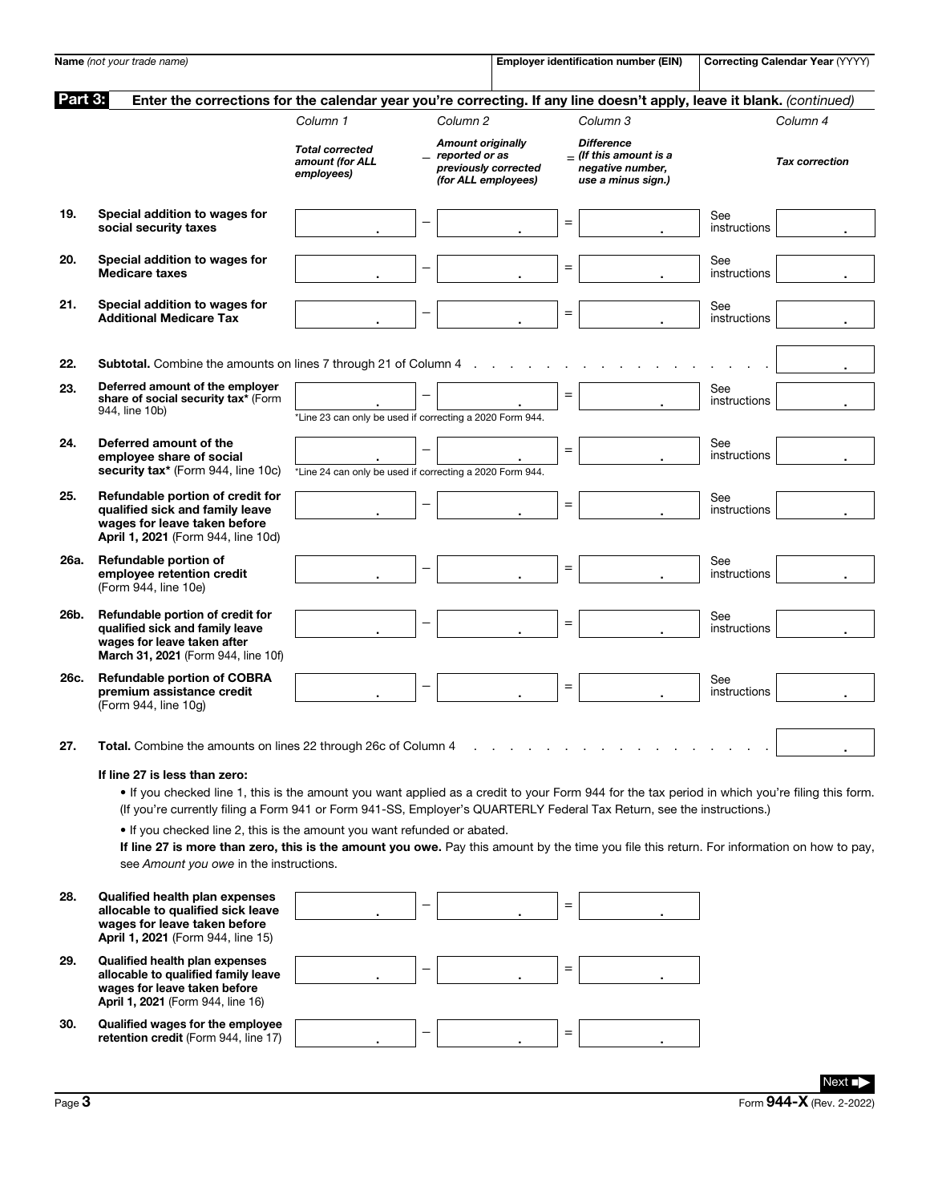| Name *(not your trade name)* | Employer identification number (EIN) | Correcting Calendar Year (YYYY) |
|---|---|---|
| | | |

**Part 3:** **Enter the corrections for the calendar year you're correcting. If any line doesn't apply, leave it blank.** *(continued)*

| | | Column 1 | | Column 2 | | Column 3 | | Column 4 |
|---|---|---|---|---|---|---|---|---|
| | | ***Total corrected amount (for ALL employees)*** | – | ***Amount originally reported or as previously corrected (for ALL employees)*** | = | ***Difference (If this amount is a negative number, use a minus sign.)*** | | ***Tax correction*** |
| **19.** | **Special addition to wages for social security taxes** | . | – | . | = | . | See instructions | . |
| **20.** | **Special addition to wages for Medicare taxes** | . | – | . | = | . | See instructions | . |
| **21.** | **Special addition to wages for Additional Medicare Tax** | . | – | . | = | . | See instructions | . |
| **22.** | **Subtotal.** Combine the amounts on lines 7 through 21 of Column 4 | | | | | | | . |
| **23.** | **Deferred amount of the employer share of social security tax*** (Form 944, line 10b) | . | – | . | = | . | See instructions | . |
| | | *Line 23 can only be used if correcting a 2020 Form 944. | | | | | | |
| **24.** | **Deferred amount of the employee share of social security tax*** (Form 944, line 10c) | . | – | . | = | . | See instructions | . |
| | | *Line 24 can only be used if correcting a 2020 Form 944. | | | | | | |
| **25.** | **Refundable portion of credit for qualified sick and family leave wages for leave taken before April 1, 2021** (Form 944, line 10d) | . | – | . | = | . | See instructions | . |
| **26a.** | **Refundable portion of employee retention credit** (Form 944, line 10e) | . | – | . | = | . | See instructions | . |
| **26b.** | **Refundable portion of credit for qualified sick and family leave wages for leave taken after March 31, 2021** (Form 944, line 10f) | . | – | . | = | . | See instructions | . |
| **26c.** | **Refundable portion of COBRA premium assistance credit** (Form 944, line 10g) | . | – | . | = | . | See instructions | . |
| **27.** | **Total.** Combine the amounts on lines 22 through 26c of Column 4 | | | | | | | . |

**If line 27 is less than zero:**

- If you checked line 1, this is the amount you want applied as a credit to your Form 944 for the tax period in which you're filing this form. (If you're currently filing a Form 941 or Form 941-SS, Employer's QUARTERLY Federal Tax Return, see the instructions.)
- If you checked line 2, this is the amount you want refunded or abated.

**If line 27 is more than zero, this is the amount you owe.** Pay this amount by the time you file this return. For information on how to pay, see *Amount you owe* in the instructions.

| | | | | | | |
|---|---|---|---|---|---|---|
| **28.** | **Qualified health plan expenses allocable to qualified sick leave wages for leave taken before April 1, 2021** (Form 944, line 15) | . | – | . | = | . |
| **29.** | **Qualified health plan expenses allocable to qualified family leave wages for leave taken before April 1, 2021** (Form 944, line 16) | . | – | . | = | . |
| **30.** | **Qualified wages for the employee retention credit** (Form 944, line 17) | . | – | . | = | . |

Next ■▶

Form **944-X** (Rev. 2-2022)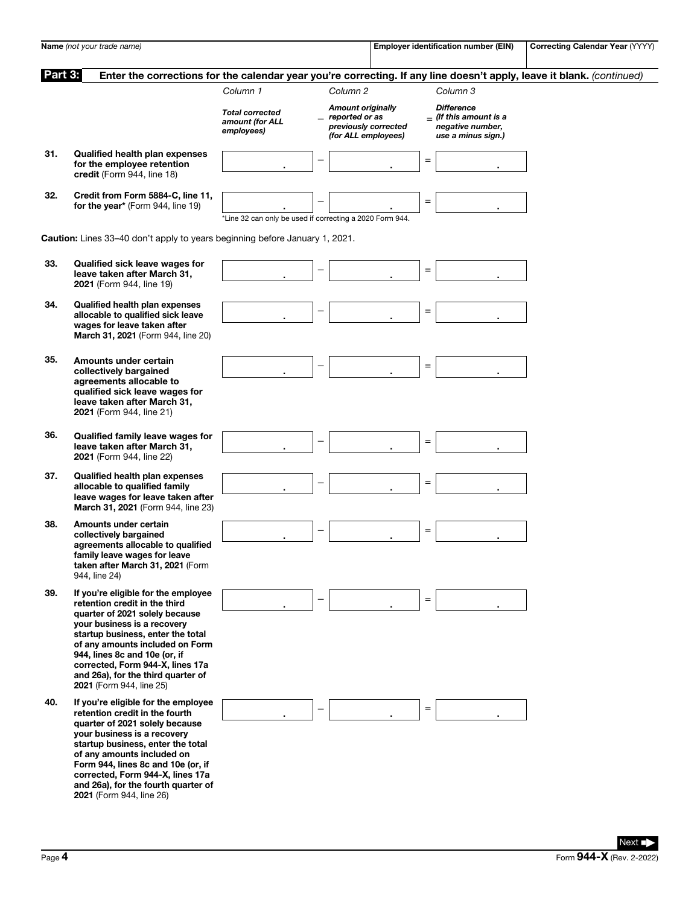| Name *(not your trade name)* | Employer identification number (EIN) | Correcting Calendar Year (YYYY) |
|---|---|---|
| | | |

**Part 3:** **Enter the corrections for the calendar year you're correcting. If any line doesn't apply, leave it blank.** *(continued)*

| | | Column 1 | | Column 2 | | Column 3 |
|---|---|---|---|---|---|---|
| | | ***Total corrected amount (for ALL employees)*** | – | ***Amount originally reported or as previously corrected (for ALL employees)*** | = | ***Difference (If this amount is a negative number, use a minus sign.)*** |
| 31. | **Qualified health plan expenses for the employee retention credit** (Form 944, line 18) | . | – | . | = | . |
| 32. | **Credit from Form 5884-C, line 11, for the year*** (Form 944, line 19) | . | – | . | = | . |

*Line 32 can only be used if correcting a 2020 Form 944.

**Caution:** Lines 33–40 don't apply to years beginning before January 1, 2021.

| | | Column 1 | | Column 2 | | Column 3 |
|---|---|---|---|---|---|---|
| 33. | **Qualified sick leave wages for leave taken after March 31, 2021** (Form 944, line 19) | . | – | . | = | . |
| 34. | **Qualified health plan expenses allocable to qualified sick leave wages for leave taken after March 31, 2021** (Form 944, line 20) | . | – | . | = | . |
| 35. | **Amounts under certain collectively bargained agreements allocable to qualified sick leave wages for leave taken after March 31, 2021** (Form 944, line 21) | . | – | . | = | . |
| 36. | **Qualified family leave wages for leave taken after March 31, 2021** (Form 944, line 22) | . | – | . | = | . |
| 37. | **Qualified health plan expenses allocable to qualified family leave wages for leave taken after March 31, 2021** (Form 944, line 23) | . | – | . | = | . |
| 38. | **Amounts under certain collectively bargained agreements allocable to qualified family leave wages for leave taken after March 31, 2021** (Form 944, line 24) | . | – | . | = | . |
| 39. | **If you're eligible for the employee retention credit in the third quarter of 2021 solely because your business is a recovery startup business, enter the total of any amounts included on Form 944, lines 8c and 10e (or, if corrected, Form 944-X, lines 17a and 26a), for the third quarter of 2021** (Form 944, line 25) | . | – | . | = | . |
| 40. | **If you're eligible for the employee retention credit in the fourth quarter of 2021 solely because your business is a recovery startup business, enter the total of any amounts included on Form 944, lines 8c and 10e (or, if corrected, Form 944-X, lines 17a and 26a), for the fourth quarter of 2021** (Form 944, line 26) | . | – | . | = | . |

Next ➡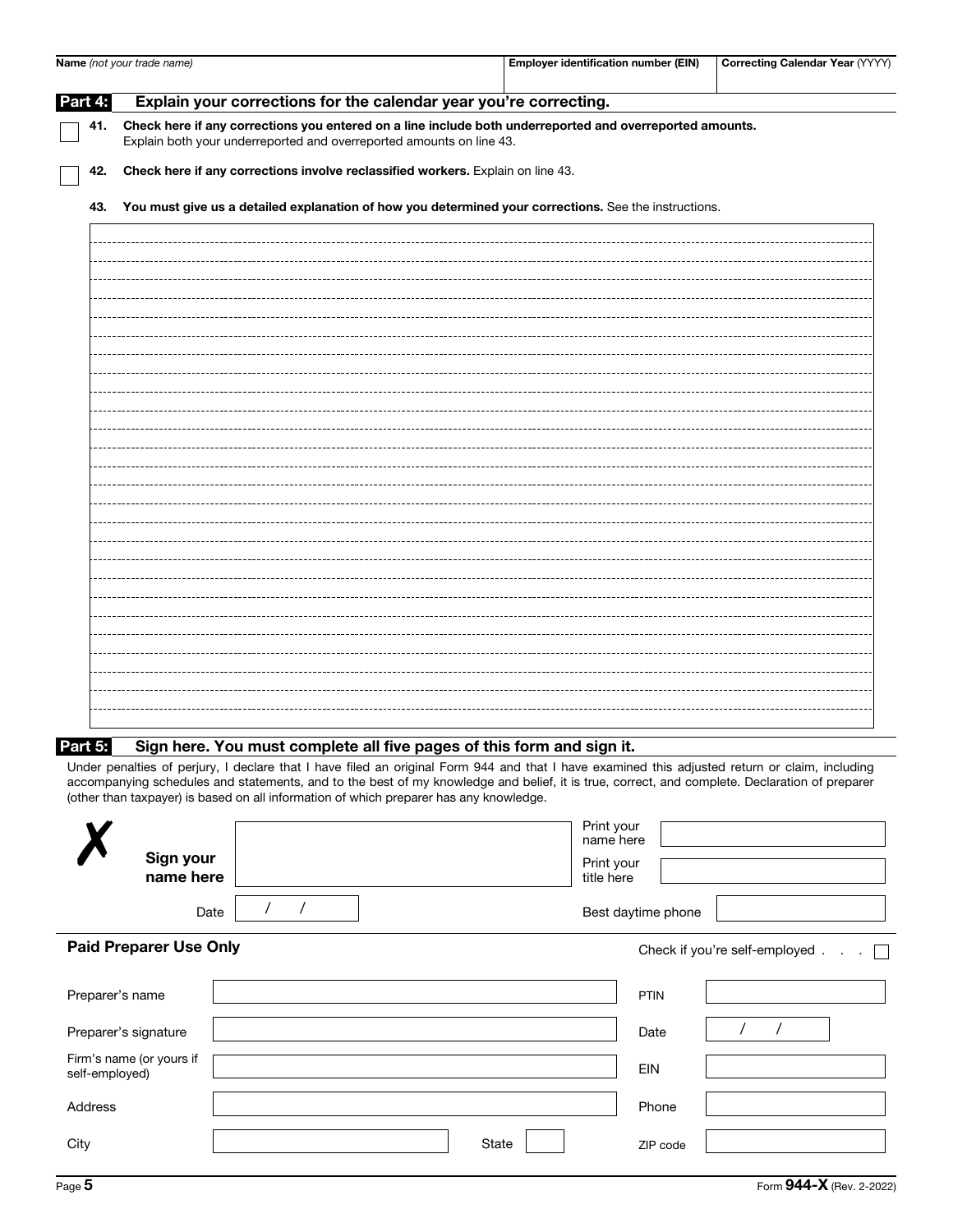| Name *(not your trade name)* | Employer identification number (EIN) | Correcting Calendar Year (YYYY) |
|---|---|---|
| | | |

## Part 4: Explain your corrections for the calendar year you're correcting.

☐ **41. Check here if any corrections you entered on a line include both underreported and overreported amounts.** Explain both your underreported and overreported amounts on line 43.

☐ **42. Check here if any corrections involve reclassified workers.** Explain on line 43.

**43. You must give us a detailed explanation of how you determined your corrections.** See the instructions.

## Part 5: Sign here. You must complete all five pages of this form and sign it.

Under penalties of perjury, I declare that I have filed an original Form 944 and that I have examined this adjusted return or claim, including accompanying schedules and statements, and to the best of my knowledge and belief, it is true, correct, and complete. Declaration of preparer (other than taxpayer) is based on all information of which preparer has any knowledge.

✗ **Sign your name here** ____________________

Print your name here ____________________

Print your title here ____________________

Date ___ / ___ / ___

Best daytime phone ____________________

### Paid Preparer Use Only

Check if you're self-employed . . . ☐

| | | | |
|---|---|---|---|
| Preparer's name | | PTIN | |
| Preparer's signature | | Date | / / |
| Firm's name (or yours if self-employed) | | EIN | |
| Address | | Phone | |
| City | State | ZIP code | |

Form **944-X** (Rev. 2-2022)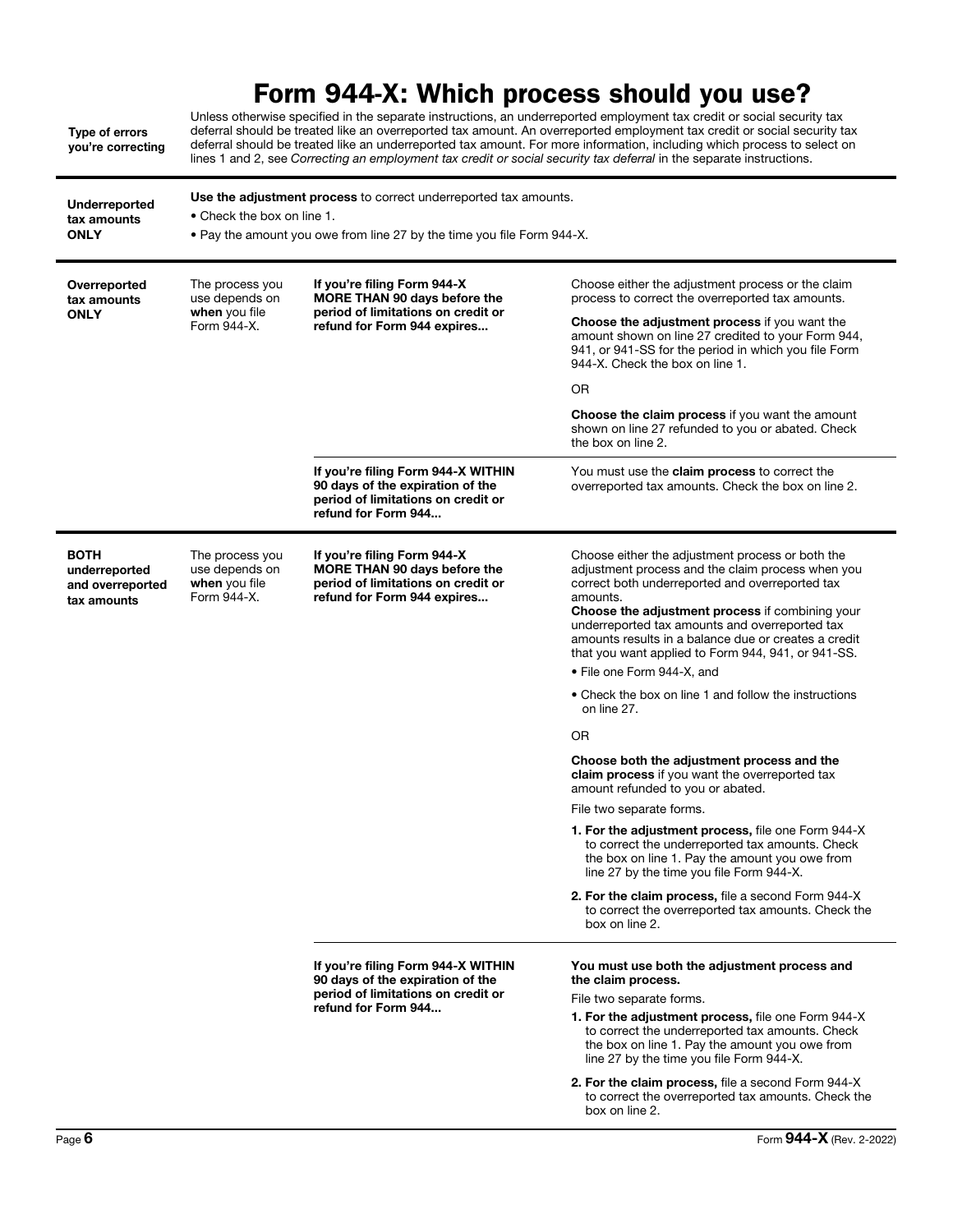# Form 944-X: Which process should you use?

| | | | |
|---|---|---|---|
| **Type of errors you're correcting** | Unless otherwise specified in the separate instructions, an underreported employment tax credit or social security tax deferral should be treated like an overreported tax amount. An overreported employment tax credit or social security tax deferral should be treated like an underreported tax amount. For more information, including which process to select on lines 1 and 2, see *Correcting an employment tax credit or social security tax deferral* in the separate instructions. | | |
| **Underreported tax amounts ONLY** | **Use the adjustment process** to correct underreported tax amounts.<br>• Check the box on line 1.<br>• Pay the amount you owe from line 27 by the time you file Form 944-X. | | |
| **Overreported tax amounts ONLY** | The process you use depends on **when** you file Form 944-X. | **If you're filing Form 944-X MORE THAN 90 days before the period of limitations on credit or refund for Form 944 expires...** | Choose either the adjustment process or the claim process to correct the overreported tax amounts.<br><br>**Choose the adjustment process** if you want the amount shown on line 27 credited to your Form 944, 941, or 941-SS for the period in which you file Form 944-X. Check the box on line 1.<br><br>OR<br><br>**Choose the claim process** if you want the amount shown on line 27 refunded to you or abated. Check the box on line 2. |
| | | **If you're filing Form 944-X WITHIN 90 days of the expiration of the period of limitations on credit or refund for Form 944...** | You must use the **claim process** to correct the overreported tax amounts. Check the box on line 2. |
| **BOTH underreported and overreported tax amounts** | The process you use depends on **when** you file Form 944-X. | **If you're filing Form 944-X MORE THAN 90 days before the period of limitations on credit or refund for Form 944 expires...** | Choose either the adjustment process or both the adjustment process and the claim process when you correct both underreported and overreported tax amounts.<br>**Choose the adjustment process** if combining your underreported tax amounts and overreported tax amounts results in a balance due or creates a credit that you want applied to Form 944, 941, or 941-SS.<br>• File one Form 944-X, and<br>• Check the box on line 1 and follow the instructions on line 27.<br><br>OR<br><br>**Choose both the adjustment process and the claim process** if you want the overreported tax amount refunded to you or abated.<br><br>File two separate forms.<br><br>**1. For the adjustment process,** file one Form 944-X to correct the underreported tax amounts. Check the box on line 1. Pay the amount you owe from line 27 by the time you file Form 944-X.<br><br>**2. For the claim process,** file a second Form 944-X to correct the overreported tax amounts. Check the box on line 2. |
| | | **If you're filing Form 944-X WITHIN 90 days of the expiration of the period of limitations on credit or refund for Form 944...** | **You must use both the adjustment process and the claim process.**<br><br>File two separate forms.<br><br>**1. For the adjustment process,** file one Form 944-X to correct the underreported tax amounts. Check the box on line 1. Pay the amount you owe from line 27 by the time you file Form 944-X.<br><br>**2. For the claim process,** file a second Form 944-X to correct the overreported tax amounts. Check the box on line 2. |

Form **944-X** (Rev. 2-2022)